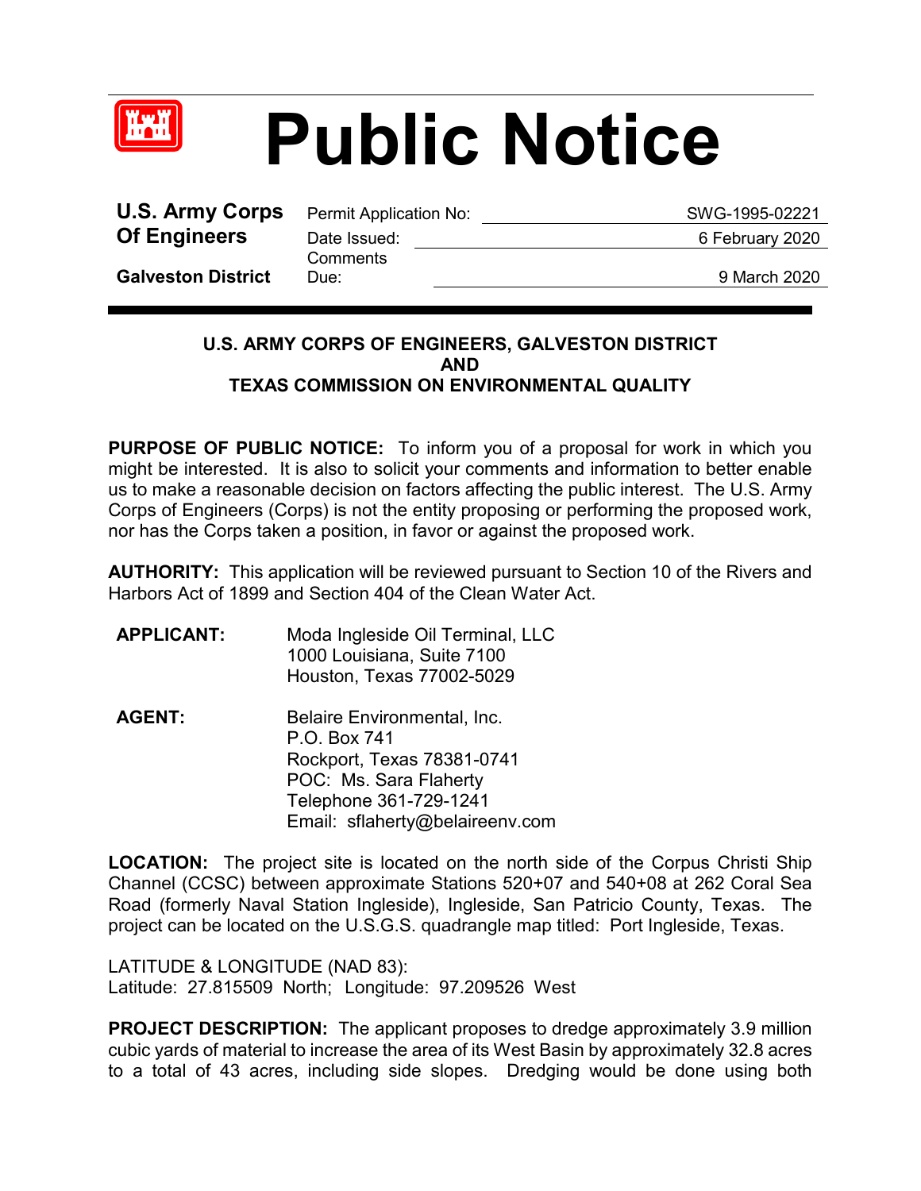# Public Notice

| U.S. Army Corps Of Engineers | | |
|---|---|---|
| **Galveston District** | Permit Application No: | SWG-1995-02221 |
| | Date Issued: | 6 February 2020 |
| | Comments Due: | 9 March 2020 |

**U.S. ARMY CORPS OF ENGINEERS, GALVESTON DISTRICT**
**AND**
**TEXAS COMMISSION ON ENVIRONMENTAL QUALITY**

**PURPOSE OF PUBLIC NOTICE:** To inform you of a proposal for work in which you might be interested. It is also to solicit your comments and information to better enable us to make a reasonable decision on factors affecting the public interest. The U.S. Army Corps of Engineers (Corps) is not the entity proposing or performing the proposed work, nor has the Corps taken a position, in favor or against the proposed work.

**AUTHORITY:** This application will be reviewed pursuant to Section 10 of the Rivers and Harbors Act of 1899 and Section 404 of the Clean Water Act.

**APPLICANT:** Moda Ingleside Oil Terminal, LLC
1000 Louisiana, Suite 7100
Houston, Texas 77002-5029

**AGENT:** Belaire Environmental, Inc.
P.O. Box 741
Rockport, Texas 78381-0741
POC: Ms. Sara Flaherty
Telephone 361-729-1241
Email: sflaherty@belaireenv.com

**LOCATION:** The project site is located on the north side of the Corpus Christi Ship Channel (CCSC) between approximate Stations 520+07 and 540+08 at 262 Coral Sea Road (formerly Naval Station Ingleside), Ingleside, San Patricio County, Texas. The project can be located on the U.S.G.S. quadrangle map titled: Port Ingleside, Texas.

LATITUDE & LONGITUDE (NAD 83):
Latitude: 27.815509 North; Longitude: 97.209526 West

**PROJECT DESCRIPTION:** The applicant proposes to dredge approximately 3.9 million cubic yards of material to increase the area of its West Basin by approximately 32.8 acres to a total of 43 acres, including side slopes. Dredging would be done using both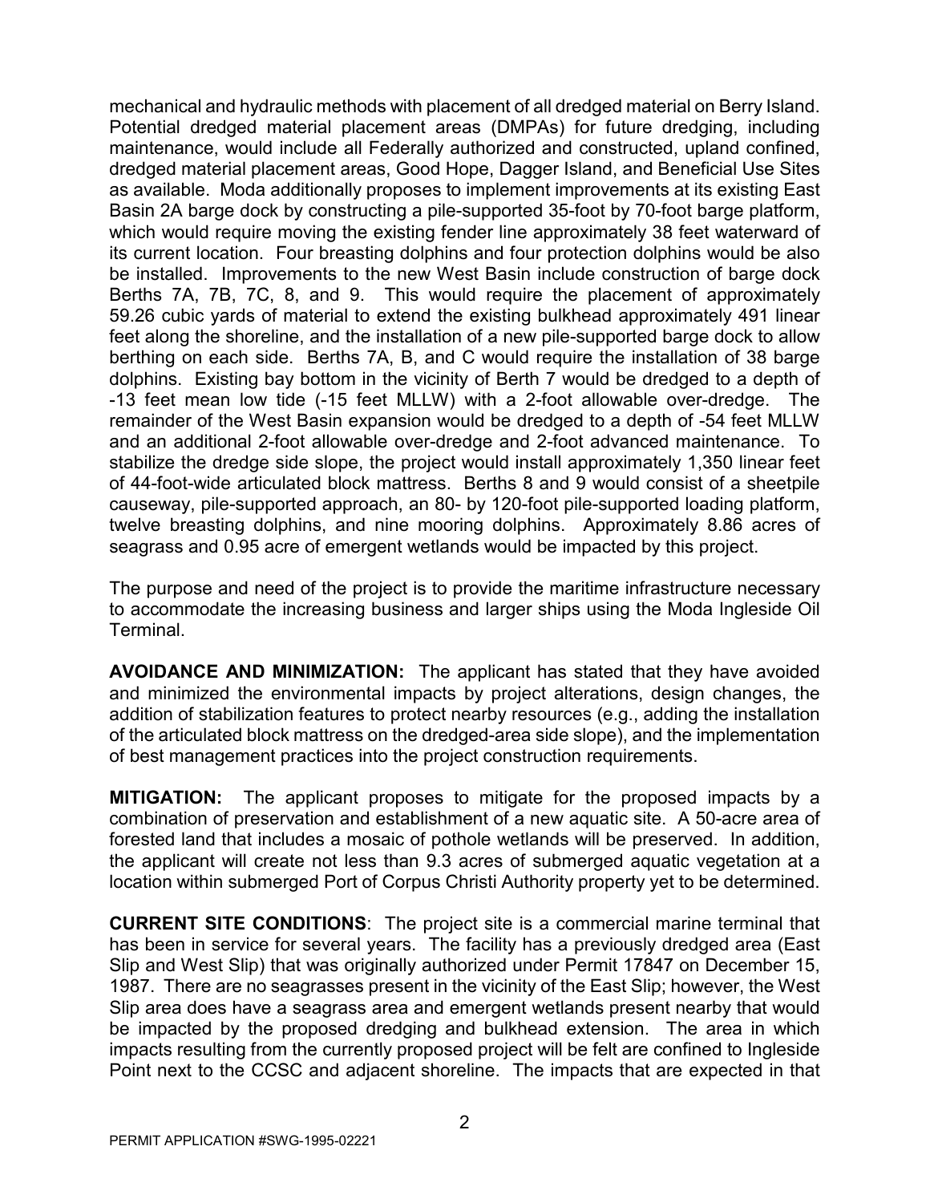mechanical and hydraulic methods with placement of all dredged material on Berry Island. Potential dredged material placement areas (DMPAs) for future dredging, including maintenance, would include all Federally authorized and constructed, upland confined, dredged material placement areas, Good Hope, Dagger Island, and Beneficial Use Sites as available. Moda additionally proposes to implement improvements at its existing East Basin 2A barge dock by constructing a pile-supported 35-foot by 70-foot barge platform, which would require moving the existing fender line approximately 38 feet waterward of its current location. Four breasting dolphins and four protection dolphins would be also be installed. Improvements to the new West Basin include construction of barge dock Berths 7A, 7B, 7C, 8, and 9. This would require the placement of approximately 59.26 cubic yards of material to extend the existing bulkhead approximately 491 linear feet along the shoreline, and the installation of a new pile-supported barge dock to allow berthing on each side. Berths 7A, B, and C would require the installation of 38 barge dolphins. Existing bay bottom in the vicinity of Berth 7 would be dredged to a depth of -13 feet mean low tide (-15 feet MLLW) with a 2-foot allowable over-dredge. The remainder of the West Basin expansion would be dredged to a depth of -54 feet MLLW and an additional 2-foot allowable over-dredge and 2-foot advanced maintenance. To stabilize the dredge side slope, the project would install approximately 1,350 linear feet of 44-foot-wide articulated block mattress. Berths 8 and 9 would consist of a sheetpile causeway, pile-supported approach, an 80- by 120-foot pile-supported loading platform, twelve breasting dolphins, and nine mooring dolphins. Approximately 8.86 acres of seagrass and 0.95 acre of emergent wetlands would be impacted by this project.

The purpose and need of the project is to provide the maritime infrastructure necessary to accommodate the increasing business and larger ships using the Moda Ingleside Oil Terminal.

**AVOIDANCE AND MINIMIZATION:** The applicant has stated that they have avoided and minimized the environmental impacts by project alterations, design changes, the addition of stabilization features to protect nearby resources (e.g., adding the installation of the articulated block mattress on the dredged-area side slope), and the implementation of best management practices into the project construction requirements.

**MITIGATION:** The applicant proposes to mitigate for the proposed impacts by a combination of preservation and establishment of a new aquatic site. A 50-acre area of forested land that includes a mosaic of pothole wetlands will be preserved. In addition, the applicant will create not less than 9.3 acres of submerged aquatic vegetation at a location within submerged Port of Corpus Christi Authority property yet to be determined.

**CURRENT SITE CONDITIONS**: The project site is a commercial marine terminal that has been in service for several years. The facility has a previously dredged area (East Slip and West Slip) that was originally authorized under Permit 17847 on December 15, 1987. There are no seagrasses present in the vicinity of the East Slip; however, the West Slip area does have a seagrass area and emergent wetlands present nearby that would be impacted by the proposed dredging and bulkhead extension. The area in which impacts resulting from the currently proposed project will be felt are confined to Ingleside Point next to the CCSC and adjacent shoreline. The impacts that are expected in that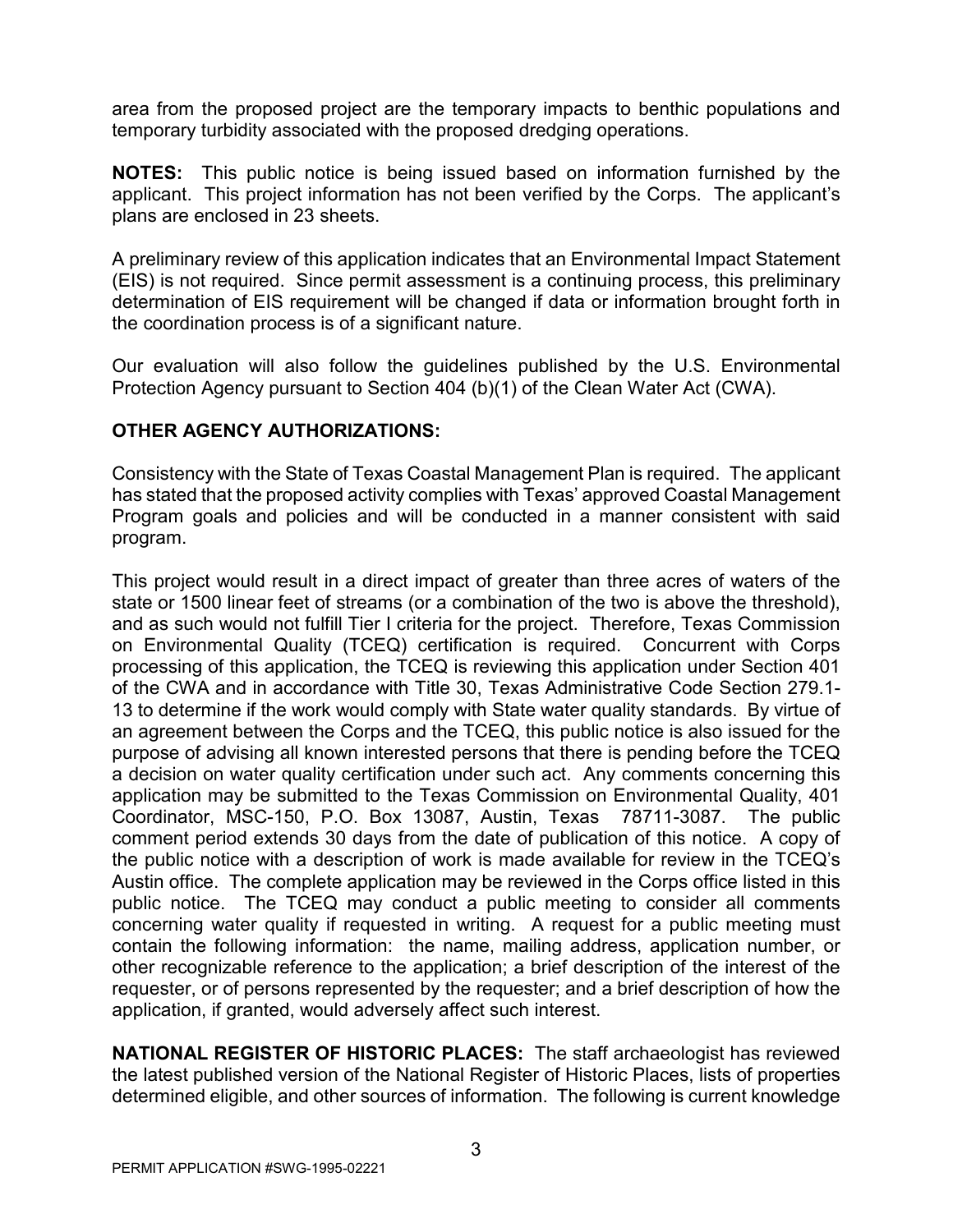area from the proposed project are the temporary impacts to benthic populations and temporary turbidity associated with the proposed dredging operations.

**NOTES:** This public notice is being issued based on information furnished by the applicant. This project information has not been verified by the Corps. The applicant's plans are enclosed in 23 sheets.

A preliminary review of this application indicates that an Environmental Impact Statement (EIS) is not required. Since permit assessment is a continuing process, this preliminary determination of EIS requirement will be changed if data or information brought forth in the coordination process is of a significant nature.

Our evaluation will also follow the guidelines published by the U.S. Environmental Protection Agency pursuant to Section 404 (b)(1) of the Clean Water Act (CWA).

**OTHER AGENCY AUTHORIZATIONS:**

Consistency with the State of Texas Coastal Management Plan is required. The applicant has stated that the proposed activity complies with Texas' approved Coastal Management Program goals and policies and will be conducted in a manner consistent with said program.

This project would result in a direct impact of greater than three acres of waters of the state or 1500 linear feet of streams (or a combination of the two is above the threshold), and as such would not fulfill Tier I criteria for the project. Therefore, Texas Commission on Environmental Quality (TCEQ) certification is required. Concurrent with Corps processing of this application, the TCEQ is reviewing this application under Section 401 of the CWA and in accordance with Title 30, Texas Administrative Code Section 279.1-13 to determine if the work would comply with State water quality standards. By virtue of an agreement between the Corps and the TCEQ, this public notice is also issued for the purpose of advising all known interested persons that there is pending before the TCEQ a decision on water quality certification under such act. Any comments concerning this application may be submitted to the Texas Commission on Environmental Quality, 401 Coordinator, MSC-150, P.O. Box 13087, Austin, Texas 78711-3087. The public comment period extends 30 days from the date of publication of this notice. A copy of the public notice with a description of work is made available for review in the TCEQ's Austin office. The complete application may be reviewed in the Corps office listed in this public notice. The TCEQ may conduct a public meeting to consider all comments concerning water quality if requested in writing. A request for a public meeting must contain the following information: the name, mailing address, application number, or other recognizable reference to the application; a brief description of the interest of the requester, or of persons represented by the requester; and a brief description of how the application, if granted, would adversely affect such interest.

**NATIONAL REGISTER OF HISTORIC PLACES:** The staff archaeologist has reviewed the latest published version of the National Register of Historic Places, lists of properties determined eligible, and other sources of information. The following is current knowledge

PERMIT APPLICATION #SWG-1995-02221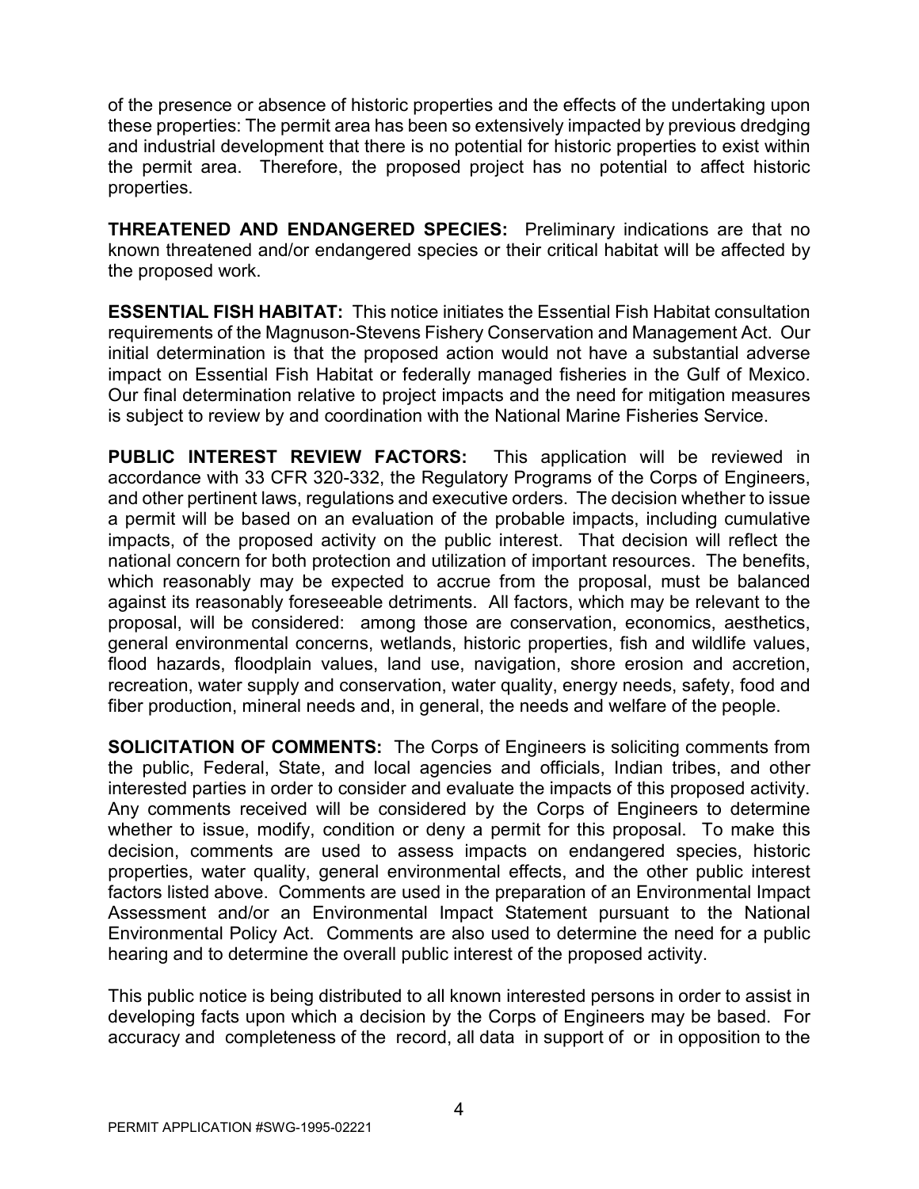of the presence or absence of historic properties and the effects of the undertaking upon these properties: The permit area has been so extensively impacted by previous dredging and industrial development that there is no potential for historic properties to exist within the permit area. Therefore, the proposed project has no potential to affect historic properties.

**THREATENED AND ENDANGERED SPECIES:** Preliminary indications are that no known threatened and/or endangered species or their critical habitat will be affected by the proposed work.

**ESSENTIAL FISH HABITAT:** This notice initiates the Essential Fish Habitat consultation requirements of the Magnuson-Stevens Fishery Conservation and Management Act. Our initial determination is that the proposed action would not have a substantial adverse impact on Essential Fish Habitat or federally managed fisheries in the Gulf of Mexico. Our final determination relative to project impacts and the need for mitigation measures is subject to review by and coordination with the National Marine Fisheries Service.

**PUBLIC INTEREST REVIEW FACTORS:** This application will be reviewed in accordance with 33 CFR 320-332, the Regulatory Programs of the Corps of Engineers, and other pertinent laws, regulations and executive orders. The decision whether to issue a permit will be based on an evaluation of the probable impacts, including cumulative impacts, of the proposed activity on the public interest. That decision will reflect the national concern for both protection and utilization of important resources. The benefits, which reasonably may be expected to accrue from the proposal, must be balanced against its reasonably foreseeable detriments. All factors, which may be relevant to the proposal, will be considered: among those are conservation, economics, aesthetics, general environmental concerns, wetlands, historic properties, fish and wildlife values, flood hazards, floodplain values, land use, navigation, shore erosion and accretion, recreation, water supply and conservation, water quality, energy needs, safety, food and fiber production, mineral needs and, in general, the needs and welfare of the people.

**SOLICITATION OF COMMENTS:** The Corps of Engineers is soliciting comments from the public, Federal, State, and local agencies and officials, Indian tribes, and other interested parties in order to consider and evaluate the impacts of this proposed activity. Any comments received will be considered by the Corps of Engineers to determine whether to issue, modify, condition or deny a permit for this proposal. To make this decision, comments are used to assess impacts on endangered species, historic properties, water quality, general environmental effects, and the other public interest factors listed above. Comments are used in the preparation of an Environmental Impact Assessment and/or an Environmental Impact Statement pursuant to the National Environmental Policy Act. Comments are also used to determine the need for a public hearing and to determine the overall public interest of the proposed activity.

This public notice is being distributed to all known interested persons in order to assist in developing facts upon which a decision by the Corps of Engineers may be based. For accuracy and completeness of the record, all data in support of or in opposition to the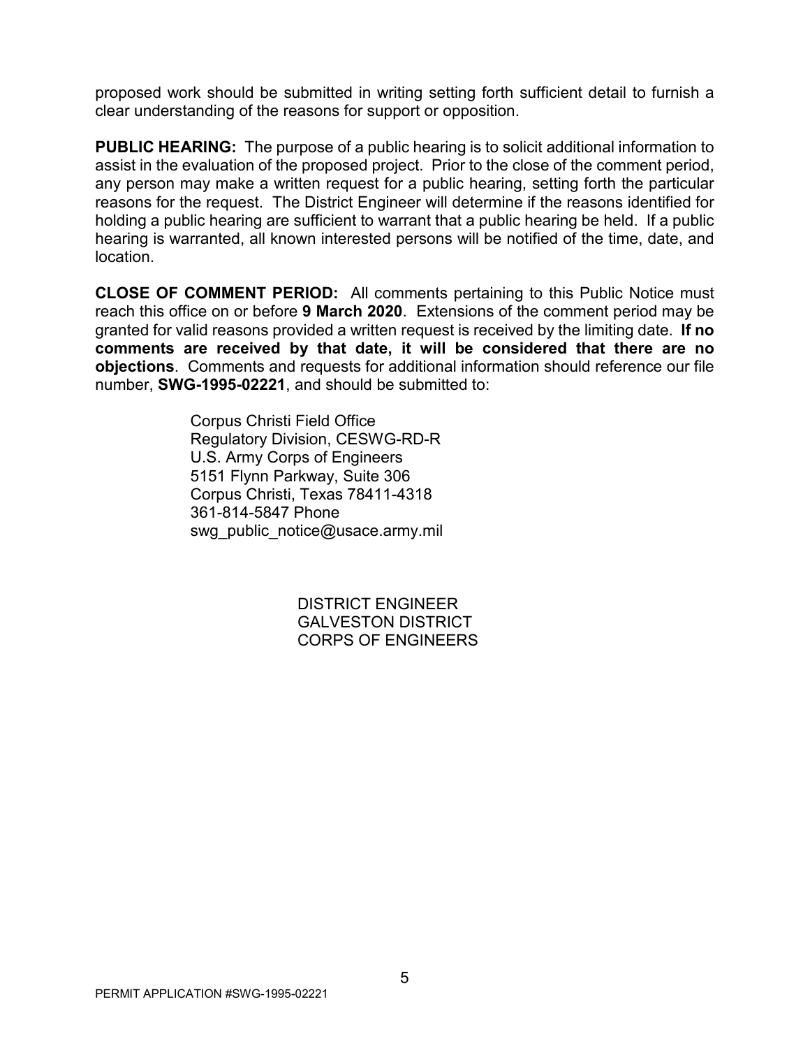proposed work should be submitted in writing setting forth sufficient detail to furnish a clear understanding of the reasons for support or opposition.

**PUBLIC HEARING:** The purpose of a public hearing is to solicit additional information to assist in the evaluation of the proposed project. Prior to the close of the comment period, any person may make a written request for a public hearing, setting forth the particular reasons for the request. The District Engineer will determine if the reasons identified for holding a public hearing are sufficient to warrant that a public hearing be held. If a public hearing is warranted, all known interested persons will be notified of the time, date, and location.

**CLOSE OF COMMENT PERIOD:** All comments pertaining to this Public Notice must reach this office on or before **9 March 2020**. Extensions of the comment period may be granted for valid reasons provided a written request is received by the limiting date. **If no comments are received by that date, it will be considered that there are no objections**. Comments and requests for additional information should reference our file number, **SWG-1995-02221**, and should be submitted to:

Corpus Christi Field Office
Regulatory Division, CESWG-RD-R
U.S. Army Corps of Engineers
5151 Flynn Parkway, Suite 306
Corpus Christi, Texas 78411-4318
361-814-5847 Phone
swg_public_notice@usace.army.mil

DISTRICT ENGINEER
GALVESTON DISTRICT
CORPS OF ENGINEERS